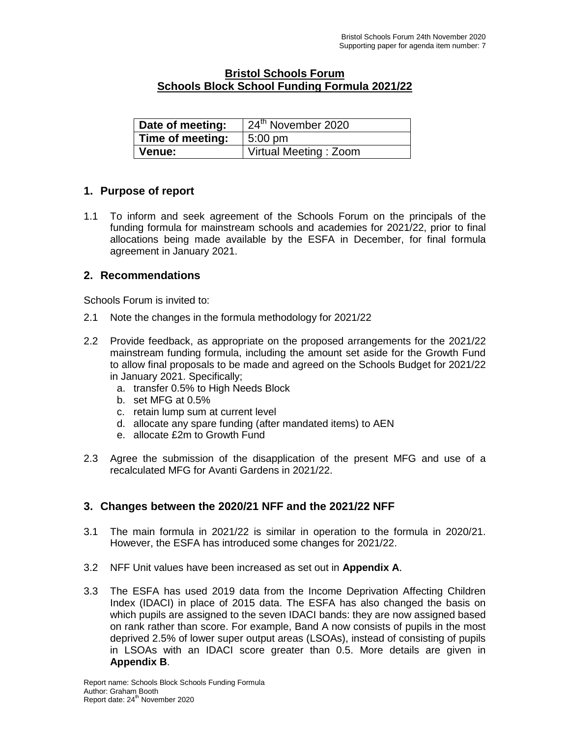# Bristol Schools Forum
## Schools Block School Funding Formula 2021/22

| | |
|---|---|
| **Date of meeting:** | 24th November 2020 |
| **Time of meeting:** | 5:00 pm |
| **Venue:** | Virtual Meeting : Zoom |

## 1. Purpose of report

1.1 To inform and seek agreement of the Schools Forum on the principals of the funding formula for mainstream schools and academies for 2021/22, prior to final allocations being made available by the ESFA in December, for final formula agreement in January 2021.

## 2. Recommendations

Schools Forum is invited to:

2.1 Note the changes in the formula methodology for 2021/22

2.2 Provide feedback, as appropriate on the proposed arrangements for the 2021/22 mainstream funding formula, including the amount set aside for the Growth Fund to allow final proposals to be made and agreed on the Schools Budget for 2021/22 in January 2021. Specifically;

a. transfer 0.5% to High Needs Block
b. set MFG at 0.5%
c. retain lump sum at current level
d. allocate any spare funding (after mandated items) to AEN
e. allocate £2m to Growth Fund

2.3 Agree the submission of the disapplication of the present MFG and use of a recalculated MFG for Avanti Gardens in 2021/22.

## 3. Changes between the 2020/21 NFF and the 2021/22 NFF

3.1 The main formula in 2021/22 is similar in operation to the formula in 2020/21. However, the ESFA has introduced some changes for 2021/22.

3.2 NFF Unit values have been increased as set out in **Appendix A**.

3.3 The ESFA has used 2019 data from the Income Deprivation Affecting Children Index (IDACI) in place of 2015 data. The ESFA has also changed the basis on which pupils are assigned to the seven IDACI bands: they are now assigned based on rank rather than score. For example, Band A now consists of pupils in the most deprived 2.5% of lower super output areas (LSOAs), instead of consisting of pupils in LSOAs with an IDACI score greater than 0.5. More details are given in **Appendix B**.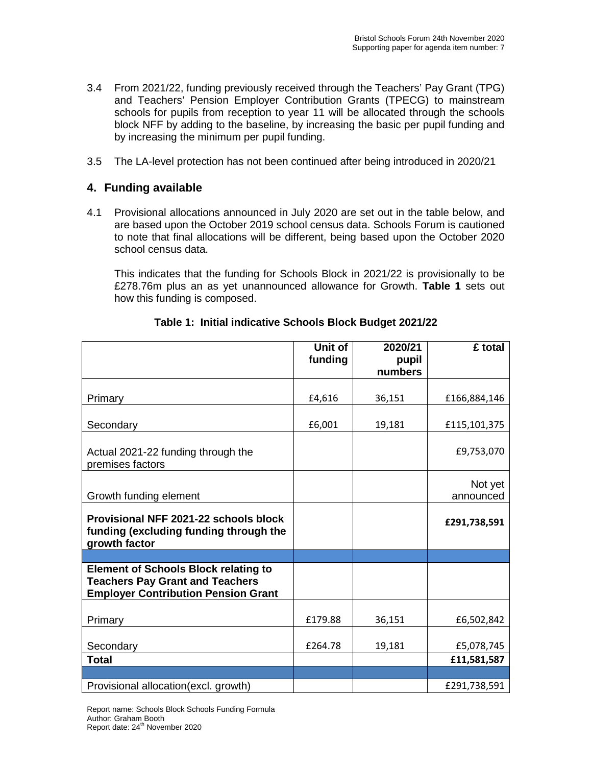3.4 From 2021/22, funding previously received through the Teachers' Pay Grant (TPG) and Teachers' Pension Employer Contribution Grants (TPECG) to mainstream schools for pupils from reception to year 11 will be allocated through the schools block NFF by adding to the baseline, by increasing the basic per pupil funding and by increasing the minimum per pupil funding.

3.5 The LA-level protection has not been continued after being introduced in 2020/21

## 4. Funding available

4.1 Provisional allocations announced in July 2020 are set out in the table below, and are based upon the October 2019 school census data. Schools Forum is cautioned to note that final allocations will be different, being based upon the October 2020 school census data.

This indicates that the funding for Schools Block in 2021/22 is provisionally to be £278.76m plus an as yet unannounced allowance for Growth. **Table 1** sets out how this funding is composed.

**Table 1: Initial indicative Schools Block Budget 2021/22**

| | Unit of funding | 2020/21 pupil numbers | £ total |
|---|---|---|---|
| Primary | £4,616 | 36,151 | £166,884,146 |
| Secondary | £6,001 | 19,181 | £115,101,375 |
| Actual 2021-22 funding through the premises factors | | | £9,753,070 |
| Growth funding element | | | Not yet announced |
| **Provisional NFF 2021-22 schools block funding (excluding funding through the growth factor** | | | **£291,738,591** |
| | | | |
| **Element of Schools Block relating to Teachers Pay Grant and Teachers Employer Contribution Pension Grant** | | | |
| Primary | £179.88 | 36,151 | £6,502,842 |
| Secondary | £264.78 | 19,181 | £5,078,745 |
| **Total** | | | **£11,581,587** |
| | | | |
| Provisional allocation(excl. growth) | | | £291,738,591 |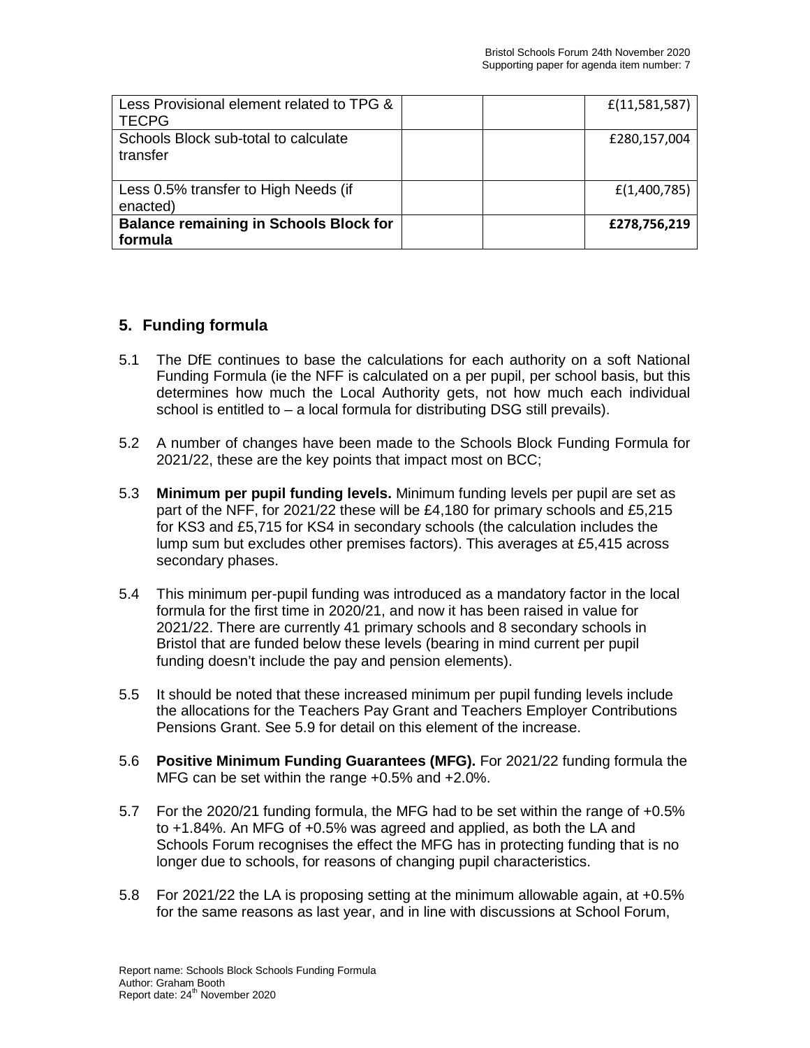| | | | |
|---|---|---|---|
| Less Provisional element related to TPG & TECPG | | | £(11,581,587) |
| Schools Block sub-total to calculate transfer | | | £280,157,004 |
| Less 0.5% transfer to High Needs (if enacted) | | | £(1,400,785) |
| **Balance remaining in Schools Block for formula** | | | **£278,756,219** |

## 5. Funding formula

5.1 The DfE continues to base the calculations for each authority on a soft National Funding Formula (ie the NFF is calculated on a per pupil, per school basis, but this determines how much the Local Authority gets, not how much each individual school is entitled to – a local formula for distributing DSG still prevails).

5.2 A number of changes have been made to the Schools Block Funding Formula for 2021/22, these are the key points that impact most on BCC;

5.3 **Minimum per pupil funding levels.** Minimum funding levels per pupil are set as part of the NFF, for 2021/22 these will be £4,180 for primary schools and £5,215 for KS3 and £5,715 for KS4 in secondary schools (the calculation includes the lump sum but excludes other premises factors). This averages at £5,415 across secondary phases.

5.4 This minimum per-pupil funding was introduced as a mandatory factor in the local formula for the first time in 2020/21, and now it has been raised in value for 2021/22. There are currently 41 primary schools and 8 secondary schools in Bristol that are funded below these levels (bearing in mind current per pupil funding doesn't include the pay and pension elements).

5.5 It should be noted that these increased minimum per pupil funding levels include the allocations for the Teachers Pay Grant and Teachers Employer Contributions Pensions Grant. See 5.9 for detail on this element of the increase.

5.6 **Positive Minimum Funding Guarantees (MFG).** For 2021/22 funding formula the MFG can be set within the range +0.5% and +2.0%.

5.7 For the 2020/21 funding formula, the MFG had to be set within the range of +0.5% to +1.84%. An MFG of +0.5% was agreed and applied, as both the LA and Schools Forum recognises the effect the MFG has in protecting funding that is no longer due to schools, for reasons of changing pupil characteristics.

5.8 For 2021/22 the LA is proposing setting at the minimum allowable again, at +0.5% for the same reasons as last year, and in line with discussions at School Forum,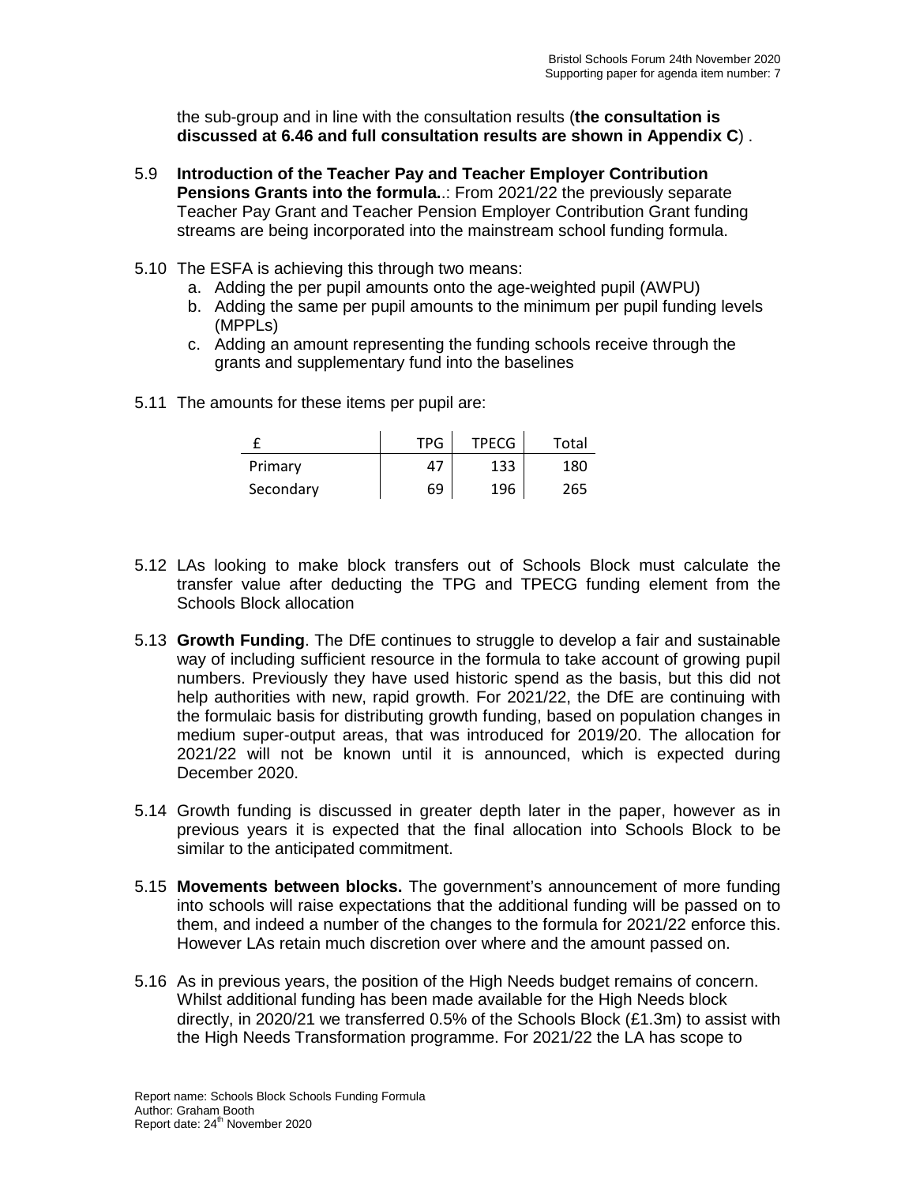the sub-group and in line with the consultation results (**the consultation is discussed at 6.46 and full consultation results are shown in Appendix C**) .

5.9 **Introduction of the Teacher Pay and Teacher Employer Contribution Pensions Grants into the formula.**.: From 2021/22 the previously separate Teacher Pay Grant and Teacher Pension Employer Contribution Grant funding streams are being incorporated into the mainstream school funding formula.

5.10 The ESFA is achieving this through two means:

a. Adding the per pupil amounts onto the age-weighted pupil (AWPU)
b. Adding the same per pupil amounts to the minimum per pupil funding levels (MPPLs)
c. Adding an amount representing the funding schools receive through the grants and supplementary fund into the baselines

5.11 The amounts for these items per pupil are:

| £ | TPG | TPECG | Total |
|---|---|---|---|
| Primary | 47 | 133 | 180 |
| Secondary | 69 | 196 | 265 |

5.12 LAs looking to make block transfers out of Schools Block must calculate the transfer value after deducting the TPG and TPECG funding element from the Schools Block allocation

5.13 **Growth Funding**. The DfE continues to struggle to develop a fair and sustainable way of including sufficient resource in the formula to take account of growing pupil numbers. Previously they have used historic spend as the basis, but this did not help authorities with new, rapid growth. For 2021/22, the DfE are continuing with the formulaic basis for distributing growth funding, based on population changes in medium super-output areas, that was introduced for 2019/20. The allocation for 2021/22 will not be known until it is announced, which is expected during December 2020.

5.14 Growth funding is discussed in greater depth later in the paper, however as in previous years it is expected that the final allocation into Schools Block to be similar to the anticipated commitment.

5.15 **Movements between blocks.** The government's announcement of more funding into schools will raise expectations that the additional funding will be passed on to them, and indeed a number of the changes to the formula for 2021/22 enforce this. However LAs retain much discretion over where and the amount passed on.

5.16 As in previous years, the position of the High Needs budget remains of concern. Whilst additional funding has been made available for the High Needs block directly, in 2020/21 we transferred 0.5% of the Schools Block (£1.3m) to assist with the High Needs Transformation programme. For 2021/22 the LA has scope to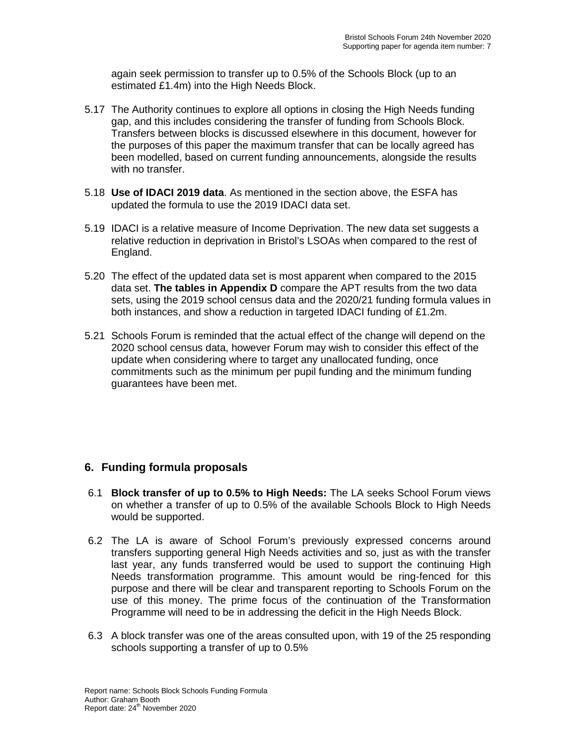again seek permission to transfer up to 0.5% of the Schools Block (up to an estimated £1.4m) into the High Needs Block.

5.17 The Authority continues to explore all options in closing the High Needs funding gap, and this includes considering the transfer of funding from Schools Block. Transfers between blocks is discussed elsewhere in this document, however for the purposes of this paper the maximum transfer that can be locally agreed has been modelled, based on current funding announcements, alongside the results with no transfer.

5.18 **Use of IDACI 2019 data**. As mentioned in the section above, the ESFA has updated the formula to use the 2019 IDACI data set.

5.19 IDACI is a relative measure of Income Deprivation. The new data set suggests a relative reduction in deprivation in Bristol's LSOAs when compared to the rest of England.

5.20 The effect of the updated data set is most apparent when compared to the 2015 data set. **The tables in Appendix D** compare the APT results from the two data sets, using the 2019 school census data and the 2020/21 funding formula values in both instances, and show a reduction in targeted IDACI funding of £1.2m.

5.21 Schools Forum is reminded that the actual effect of the change will depend on the 2020 school census data, however Forum may wish to consider this effect of the update when considering where to target any unallocated funding, once commitments such as the minimum per pupil funding and the minimum funding guarantees have been met.

## 6. Funding formula proposals

6.1 **Block transfer of up to 0.5% to High Needs:** The LA seeks School Forum views on whether a transfer of up to 0.5% of the available Schools Block to High Needs would be supported.

6.2 The LA is aware of School Forum's previously expressed concerns around transfers supporting general High Needs activities and so, just as with the transfer last year, any funds transferred would be used to support the continuing High Needs transformation programme. This amount would be ring-fenced for this purpose and there will be clear and transparent reporting to Schools Forum on the use of this money. The prime focus of the continuation of the Transformation Programme will need to be in addressing the deficit in the High Needs Block.

6.3 A block transfer was one of the areas consulted upon, with 19 of the 25 responding schools supporting a transfer of up to 0.5%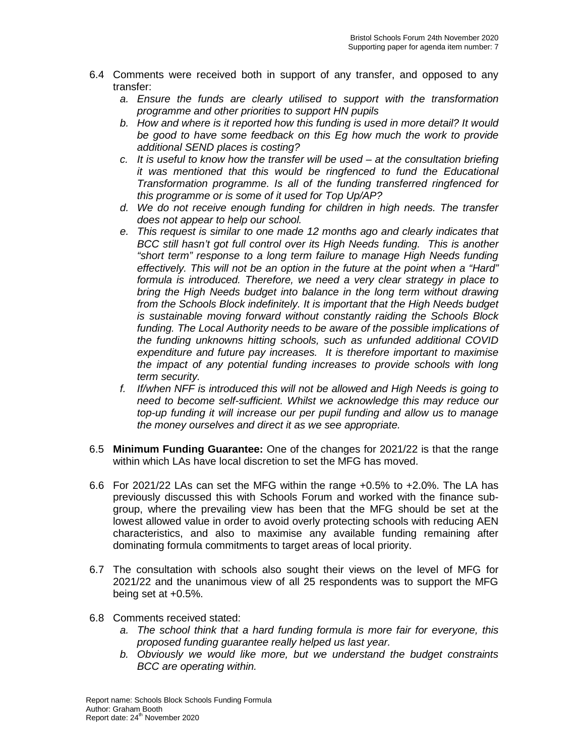6.4 Comments were received both in support of any transfer, and opposed to any transfer:

   a. *Ensure the funds are clearly utilised to support with the transformation programme and other priorities to support HN pupils*
   b. *How and where is it reported how this funding is used in more detail? It would be good to have some feedback on this Eg how much the work to provide additional SEND places is costing?*
   c. *It is useful to know how the transfer will be used – at the consultation briefing it was mentioned that this would be ringfenced to fund the Educational Transformation programme. Is all of the funding transferred ringfenced for this programme or is some of it used for Top Up/AP?*
   d. *We do not receive enough funding for children in high needs. The transfer does not appear to help our school.*
   e. *This request is similar to one made 12 months ago and clearly indicates that BCC still hasn't got full control over its High Needs funding. This is another "short term" response to a long term failure to manage High Needs funding effectively. This will not be an option in the future at the point when a "Hard" formula is introduced. Therefore, we need a very clear strategy in place to bring the High Needs budget into balance in the long term without drawing from the Schools Block indefinitely. It is important that the High Needs budget is sustainable moving forward without constantly raiding the Schools Block funding. The Local Authority needs to be aware of the possible implications of the funding unknowns hitting schools, such as unfunded additional COVID expenditure and future pay increases. It is therefore important to maximise the impact of any potential funding increases to provide schools with long term security.*
   f. *If/when NFF is introduced this will not be allowed and High Needs is going to need to become self-sufficient. Whilst we acknowledge this may reduce our top-up funding it will increase our per pupil funding and allow us to manage the money ourselves and direct it as we see appropriate.*

6.5 **Minimum Funding Guarantee:** One of the changes for 2021/22 is that the range within which LAs have local discretion to set the MFG has moved.

6.6 For 2021/22 LAs can set the MFG within the range +0.5% to +2.0%. The LA has previously discussed this with Schools Forum and worked with the finance sub-group, where the prevailing view has been that the MFG should be set at the lowest allowed value in order to avoid overly protecting schools with reducing AEN characteristics, and also to maximise any available funding remaining after dominating formula commitments to target areas of local priority.

6.7 The consultation with schools also sought their views on the level of MFG for 2021/22 and the unanimous view of all 25 respondents was to support the MFG being set at +0.5%.

6.8 Comments received stated:

   a. *The school think that a hard funding formula is more fair for everyone, this proposed funding guarantee really helped us last year.*
   b. *Obviously we would like more, but we understand the budget constraints BCC are operating within.*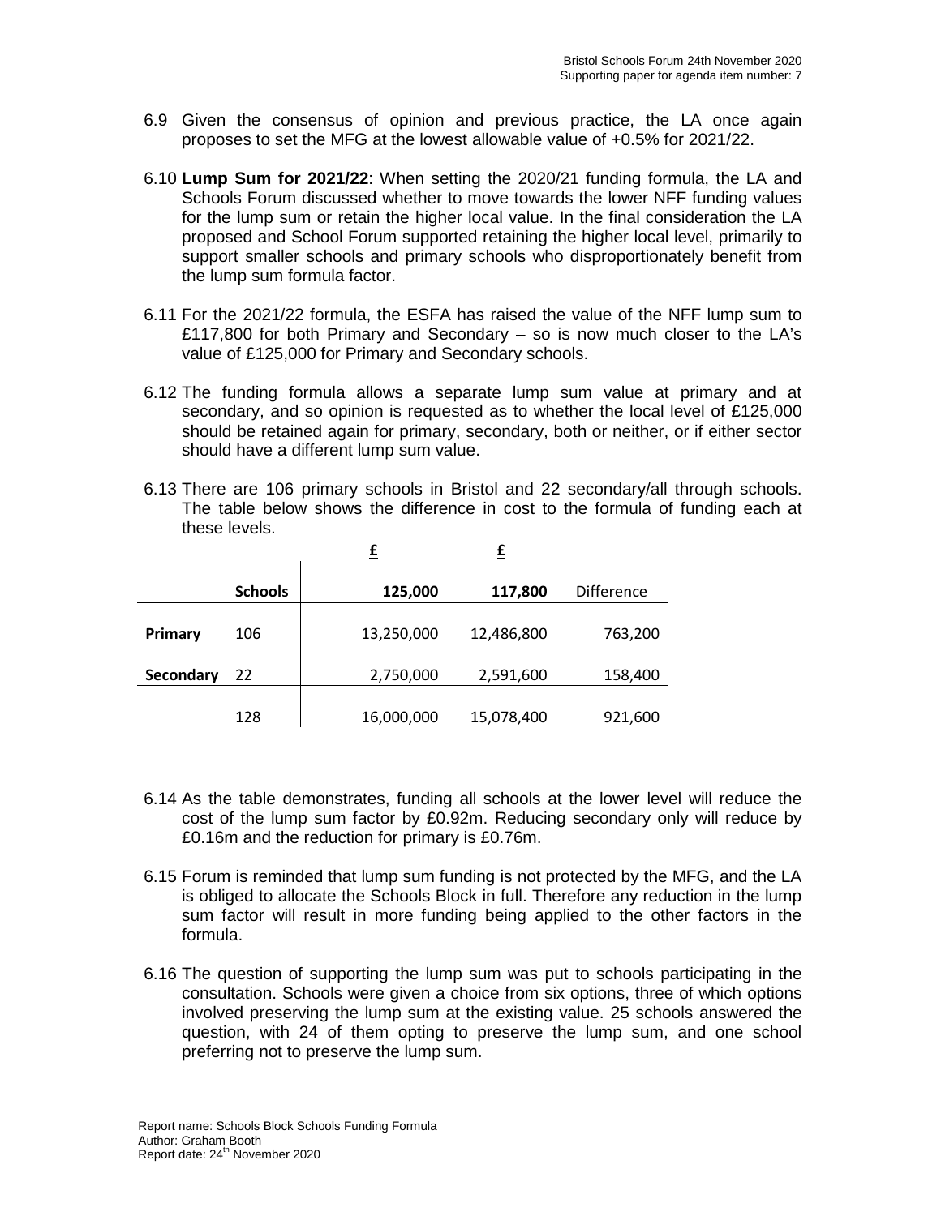6.9 Given the consensus of opinion and previous practice, the LA once again proposes to set the MFG at the lowest allowable value of +0.5% for 2021/22.

6.10 **Lump Sum for 2021/22**: When setting the 2020/21 funding formula, the LA and Schools Forum discussed whether to move towards the lower NFF funding values for the lump sum or retain the higher local value. In the final consideration the LA proposed and School Forum supported retaining the higher local level, primarily to support smaller schools and primary schools who disproportionately benefit from the lump sum formula factor.

6.11 For the 2021/22 formula, the ESFA has raised the value of the NFF lump sum to £117,800 for both Primary and Secondary – so is now much closer to the LA's value of £125,000 for Primary and Secondary schools.

6.12 The funding formula allows a separate lump sum value at primary and at secondary, and so opinion is requested as to whether the local level of £125,000 should be retained again for primary, secondary, both or neither, or if either sector should have a different lump sum value.

6.13 There are 106 primary schools in Bristol and 22 secondary/all through schools. The table below shows the difference in cost to the formula of funding each at these levels.

| | Schools | £<br>125,000 | £<br>117,800 | Difference |
|---|---|---|---|---|
| **Primary** | 106 | 13,250,000 | 12,486,800 | 763,200 |
| **Secondary** | 22 | 2,750,000 | 2,591,600 | 158,400 |
| | 128 | 16,000,000 | 15,078,400 | 921,600 |

6.14 As the table demonstrates, funding all schools at the lower level will reduce the cost of the lump sum factor by £0.92m. Reducing secondary only will reduce by £0.16m and the reduction for primary is £0.76m.

6.15 Forum is reminded that lump sum funding is not protected by the MFG, and the LA is obliged to allocate the Schools Block in full. Therefore any reduction in the lump sum factor will result in more funding being applied to the other factors in the formula.

6.16 The question of supporting the lump sum was put to schools participating in the consultation. Schools were given a choice from six options, three of which options involved preserving the lump sum at the existing value. 25 schools answered the question, with 24 of them opting to preserve the lump sum, and one school preferring not to preserve the lump sum.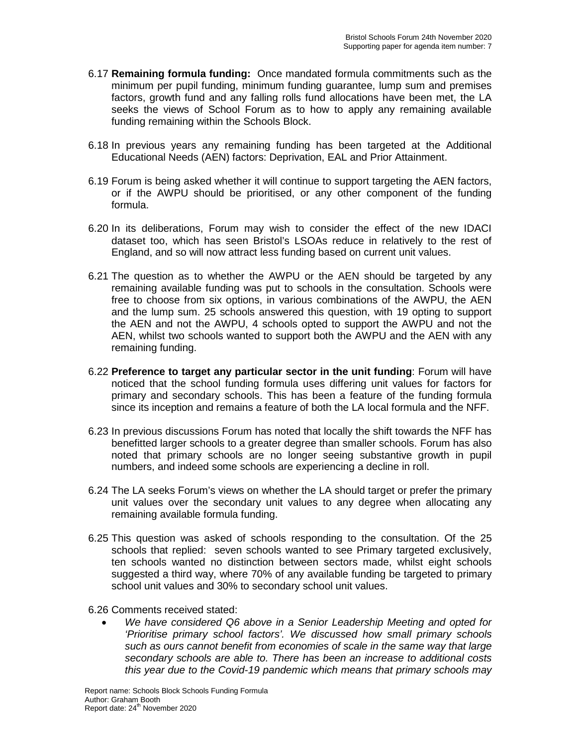6.17 **Remaining formula funding:** Once mandated formula commitments such as the minimum per pupil funding, minimum funding guarantee, lump sum and premises factors, growth fund and any falling rolls fund allocations have been met, the LA seeks the views of School Forum as to how to apply any remaining available funding remaining within the Schools Block.

6.18 In previous years any remaining funding has been targeted at the Additional Educational Needs (AEN) factors: Deprivation, EAL and Prior Attainment.

6.19 Forum is being asked whether it will continue to support targeting the AEN factors, or if the AWPU should be prioritised, or any other component of the funding formula.

6.20 In its deliberations, Forum may wish to consider the effect of the new IDACI dataset too, which has seen Bristol's LSOAs reduce in relatively to the rest of England, and so will now attract less funding based on current unit values.

6.21 The question as to whether the AWPU or the AEN should be targeted by any remaining available funding was put to schools in the consultation. Schools were free to choose from six options, in various combinations of the AWPU, the AEN and the lump sum. 25 schools answered this question, with 19 opting to support the AEN and not the AWPU, 4 schools opted to support the AWPU and not the AEN, whilst two schools wanted to support both the AWPU and the AEN with any remaining funding.

6.22 **Preference to target any particular sector in the unit funding**: Forum will have noticed that the school funding formula uses differing unit values for factors for primary and secondary schools. This has been a feature of the funding formula since its inception and remains a feature of both the LA local formula and the NFF.

6.23 In previous discussions Forum has noted that locally the shift towards the NFF has benefitted larger schools to a greater degree than smaller schools. Forum has also noted that primary schools are no longer seeing substantive growth in pupil numbers, and indeed some schools are experiencing a decline in roll.

6.24 The LA seeks Forum's views on whether the LA should target or prefer the primary unit values over the secondary unit values to any degree when allocating any remaining available formula funding.

6.25 This question was asked of schools responding to the consultation. Of the 25 schools that replied: seven schools wanted to see Primary targeted exclusively, ten schools wanted no distinction between sectors made, whilst eight schools suggested a third way, where 70% of any available funding be targeted to primary school unit values and 30% to secondary school unit values.

6.26 Comments received stated:

- *We have considered Q6 above in a Senior Leadership Meeting and opted for 'Prioritise primary school factors'. We discussed how small primary schools such as ours cannot benefit from economies of scale in the same way that large secondary schools are able to. There has been an increase to additional costs this year due to the Covid-19 pandemic which means that primary schools may*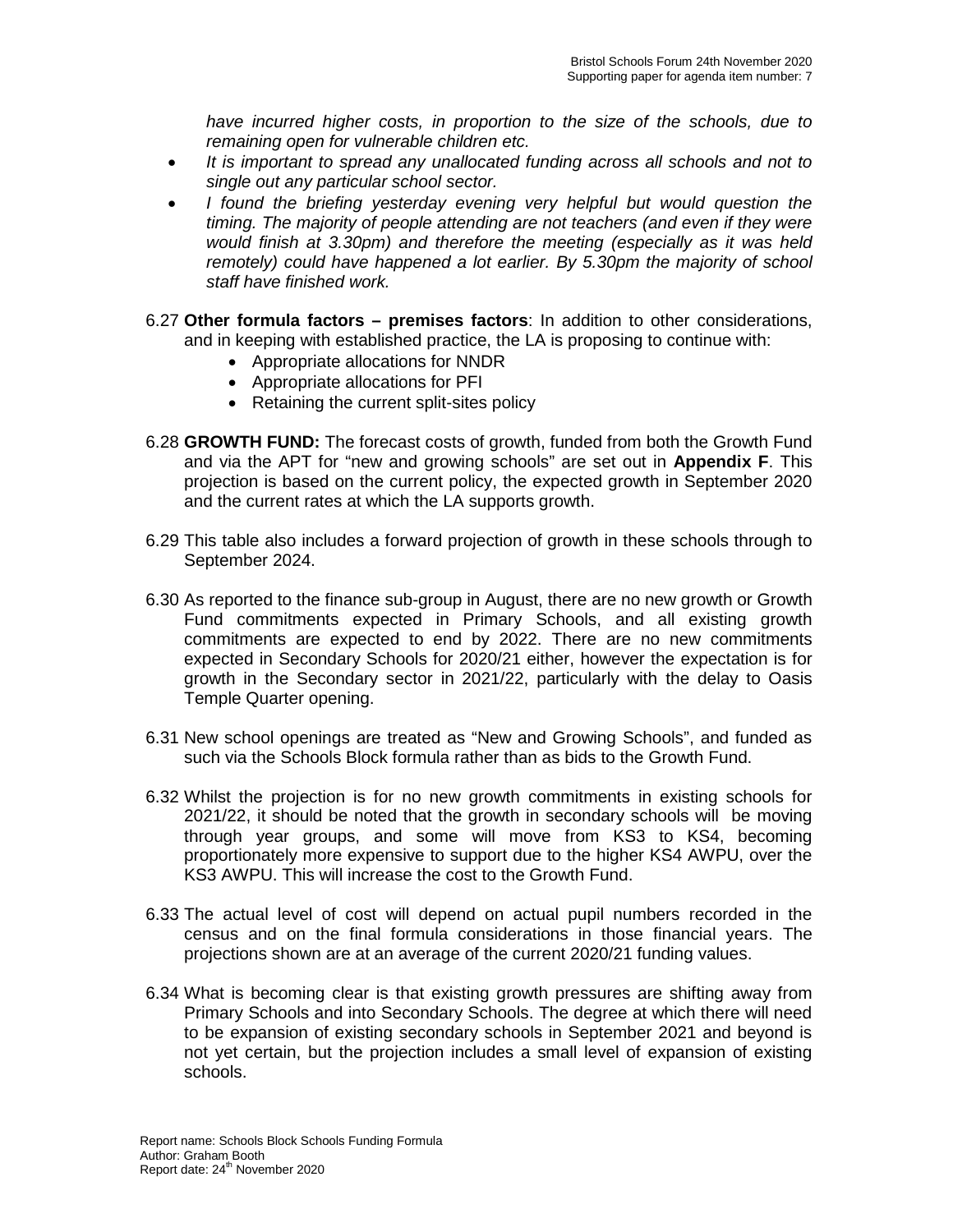*have incurred higher costs, in proportion to the size of the schools, due to remaining open for vulnerable children etc.*

- *It is important to spread any unallocated funding across all schools and not to single out any particular school sector.*
- *I found the briefing yesterday evening very helpful but would question the timing. The majority of people attending are not teachers (and even if they were would finish at 3.30pm) and therefore the meeting (especially as it was held remotely) could have happened a lot earlier. By 5.30pm the majority of school staff have finished work.*

6.27 **Other formula factors – premises factors**: In addition to other considerations, and in keeping with established practice, the LA is proposing to continue with:

- Appropriate allocations for NNDR
- Appropriate allocations for PFI
- Retaining the current split-sites policy

6.28 **GROWTH FUND:** The forecast costs of growth, funded from both the Growth Fund and via the APT for "new and growing schools" are set out in **Appendix F**. This projection is based on the current policy, the expected growth in September 2020 and the current rates at which the LA supports growth.

6.29 This table also includes a forward projection of growth in these schools through to September 2024.

6.30 As reported to the finance sub-group in August, there are no new growth or Growth Fund commitments expected in Primary Schools, and all existing growth commitments are expected to end by 2022. There are no new commitments expected in Secondary Schools for 2020/21 either, however the expectation is for growth in the Secondary sector in 2021/22, particularly with the delay to Oasis Temple Quarter opening.

6.31 New school openings are treated as "New and Growing Schools", and funded as such via the Schools Block formula rather than as bids to the Growth Fund.

6.32 Whilst the projection is for no new growth commitments in existing schools for 2021/22, it should be noted that the growth in secondary schools will be moving through year groups, and some will move from KS3 to KS4, becoming proportionately more expensive to support due to the higher KS4 AWPU, over the KS3 AWPU. This will increase the cost to the Growth Fund.

6.33 The actual level of cost will depend on actual pupil numbers recorded in the census and on the final formula considerations in those financial years. The projections shown are at an average of the current 2020/21 funding values.

6.34 What is becoming clear is that existing growth pressures are shifting away from Primary Schools and into Secondary Schools. The degree at which there will need to be expansion of existing secondary schools in September 2021 and beyond is not yet certain, but the projection includes a small level of expansion of existing schools.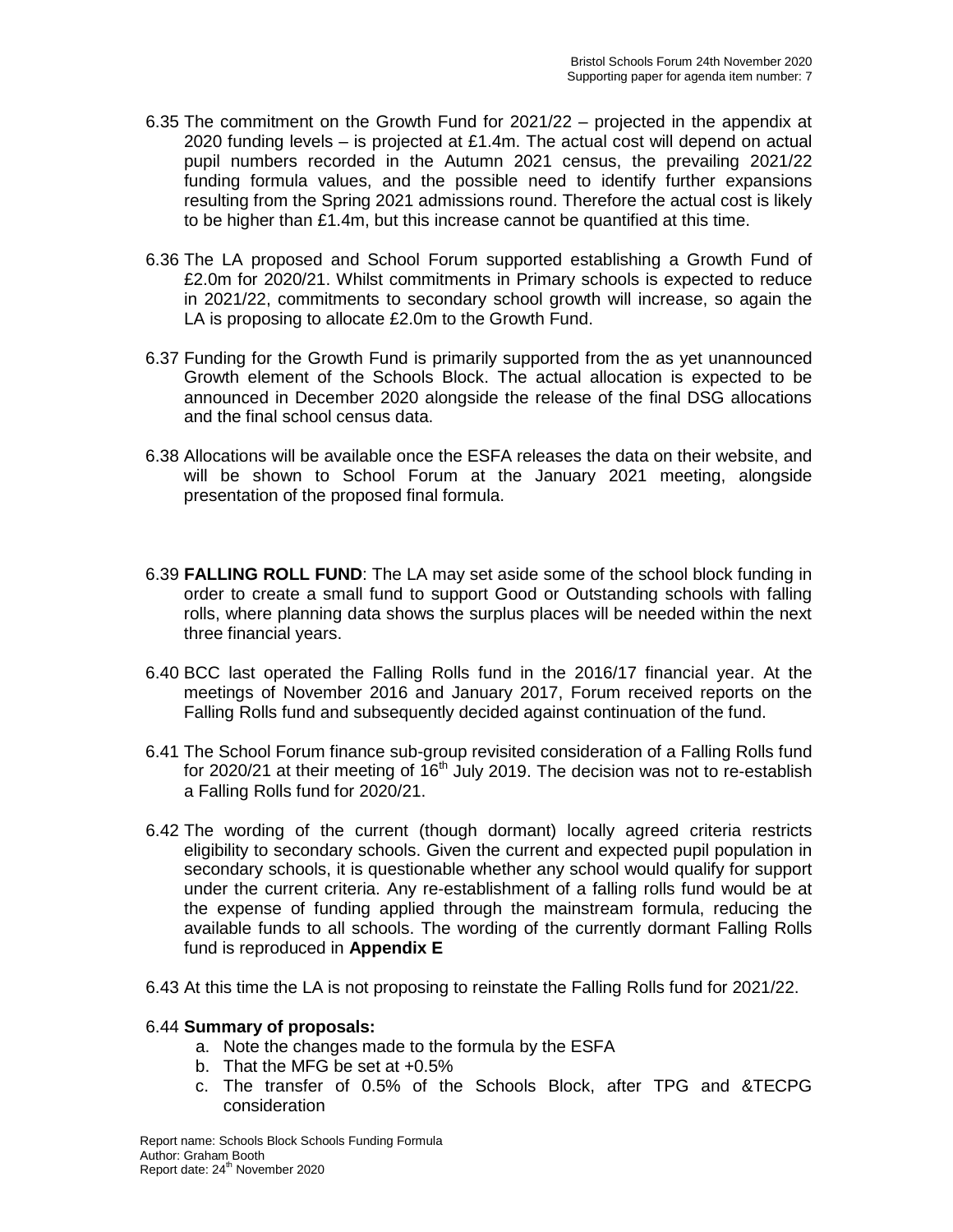6.35 The commitment on the Growth Fund for 2021/22 – projected in the appendix at 2020 funding levels – is projected at £1.4m. The actual cost will depend on actual pupil numbers recorded in the Autumn 2021 census, the prevailing 2021/22 funding formula values, and the possible need to identify further expansions resulting from the Spring 2021 admissions round. Therefore the actual cost is likely to be higher than £1.4m, but this increase cannot be quantified at this time.

6.36 The LA proposed and School Forum supported establishing a Growth Fund of £2.0m for 2020/21. Whilst commitments in Primary schools is expected to reduce in 2021/22, commitments to secondary school growth will increase, so again the LA is proposing to allocate £2.0m to the Growth Fund.

6.37 Funding for the Growth Fund is primarily supported from the as yet unannounced Growth element of the Schools Block. The actual allocation is expected to be announced in December 2020 alongside the release of the final DSG allocations and the final school census data.

6.38 Allocations will be available once the ESFA releases the data on their website, and will be shown to School Forum at the January 2021 meeting, alongside presentation of the proposed final formula.

6.39 **FALLING ROLL FUND**: The LA may set aside some of the school block funding in order to create a small fund to support Good or Outstanding schools with falling rolls, where planning data shows the surplus places will be needed within the next three financial years.

6.40 BCC last operated the Falling Rolls fund in the 2016/17 financial year. At the meetings of November 2016 and January 2017, Forum received reports on the Falling Rolls fund and subsequently decided against continuation of the fund.

6.41 The School Forum finance sub-group revisited consideration of a Falling Rolls fund for 2020/21 at their meeting of 16th July 2019. The decision was not to re-establish a Falling Rolls fund for 2020/21.

6.42 The wording of the current (though dormant) locally agreed criteria restricts eligibility to secondary schools. Given the current and expected pupil population in secondary schools, it is questionable whether any school would qualify for support under the current criteria. Any re-establishment of a falling rolls fund would be at the expense of funding applied through the mainstream formula, reducing the available funds to all schools. The wording of the currently dormant Falling Rolls fund is reproduced in **Appendix E**

6.43 At this time the LA is not proposing to reinstate the Falling Rolls fund for 2021/22.

6.44 **Summary of proposals:**

a. Note the changes made to the formula by the ESFA
b. That the MFG be set at +0.5%
c. The transfer of 0.5% of the Schools Block, after TPG and &TECPG consideration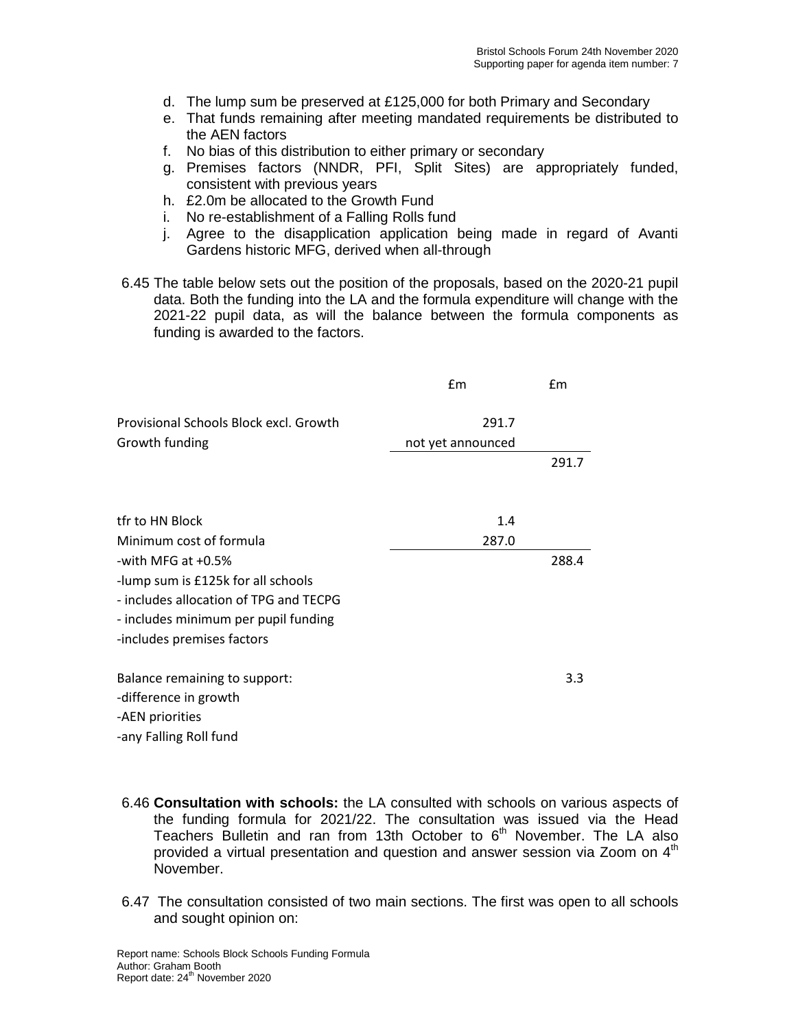d. The lump sum be preserved at £125,000 for both Primary and Secondary
e. That funds remaining after meeting mandated requirements be distributed to the AEN factors
f. No bias of this distribution to either primary or secondary
g. Premises factors (NNDR, PFI, Split Sites) are appropriately funded, consistent with previous years
h. £2.0m be allocated to the Growth Fund
i. No re-establishment of a Falling Rolls fund
j. Agree to the disapplication application being made in regard of Avanti Gardens historic MFG, derived when all-through

6.45 The table below sets out the position of the proposals, based on the 2020-21 pupil data. Both the funding into the LA and the formula expenditure will change with the 2021-22 pupil data, as will the balance between the formula components as funding is awarded to the factors.

| | £m | £m |
|---|---|---|
| Provisional Schools Block excl. Growth | 291.7 | |
| Growth funding | not yet announced | |
| | | 291.7 |
| | | |
| tfr to HN Block | 1.4 | |
| Minimum cost of formula | 287.0 | |
| -with MFG at +0.5% | | 288.4 |
| -lump sum is £125k for all schools | | |
| - includes allocation of TPG and TECPG | | |
| - includes minimum per pupil funding | | |
| -includes premises factors | | |
| | | |
| Balance remaining to support: | | 3.3 |
| -difference in growth | | |
| -AEN priorities | | |
| -any Falling Roll fund | | |

6.46 **Consultation with schools:** the LA consulted with schools on various aspects of the funding formula for 2021/22. The consultation was issued via the Head Teachers Bulletin and ran from 13th October to 6th November. The LA also provided a virtual presentation and question and answer session via Zoom on 4th November.

6.47 The consultation consisted of two main sections. The first was open to all schools and sought opinion on: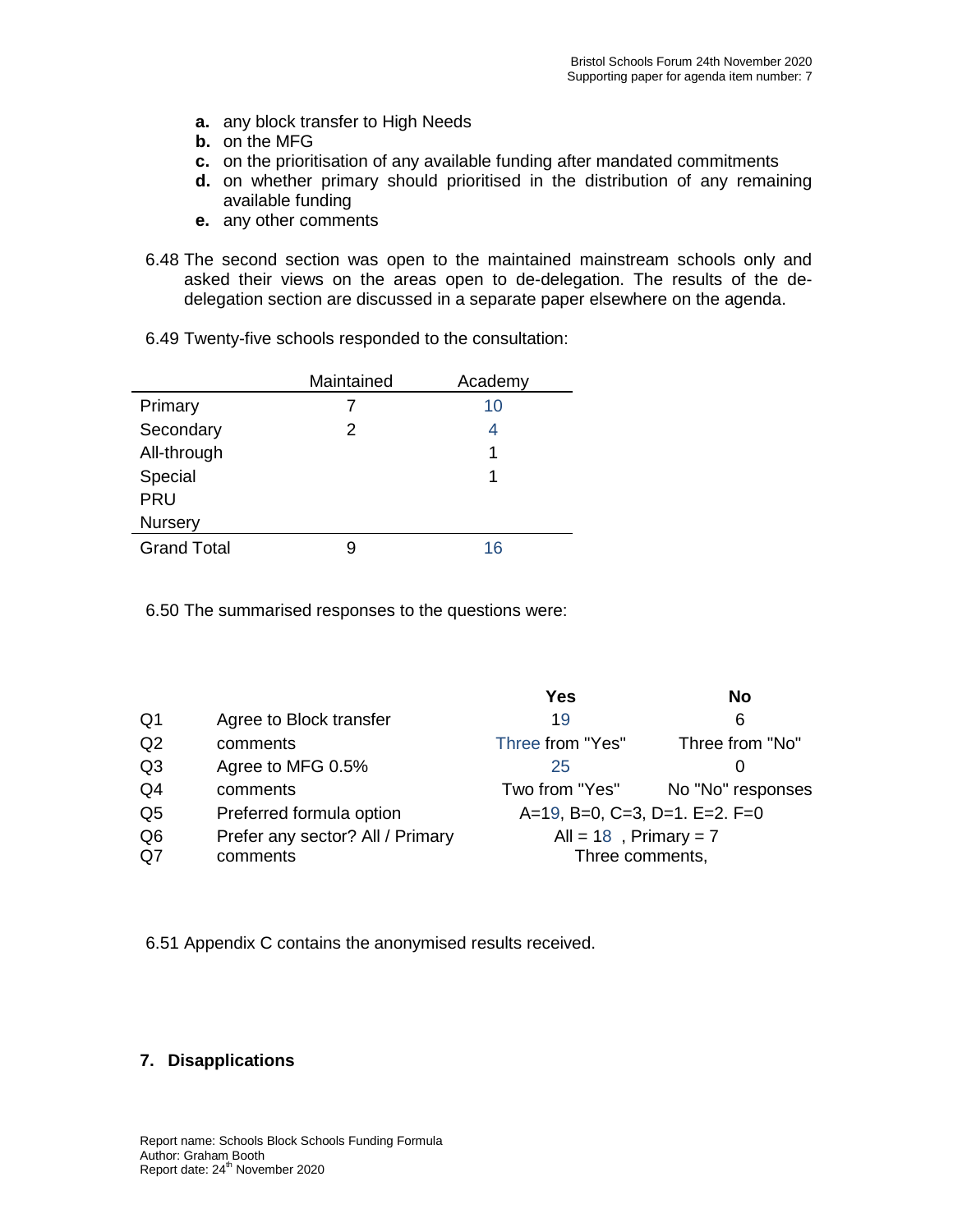**a.** any block transfer to High Needs

**b.** on the MFG

**c.** on the prioritisation of any available funding after mandated commitments

**d.** on whether primary should prioritised in the distribution of any remaining available funding

**e.** any other comments

6.48 The second section was open to the maintained mainstream schools only and asked their views on the areas open to de-delegation. The results of the de-delegation section are discussed in a separate paper elsewhere on the agenda.

6.49 Twenty-five schools responded to the consultation:

| | Maintained | Academy |
|---|---|---|
| Primary | 7 | 10 |
| Secondary | 2 | 4 |
| All-through | | 1 |
| Special | | 1 |
| PRU | | |
| Nursery | | |
| Grand Total | 9 | 16 |

6.50 The summarised responses to the questions were:

| | | Yes | No |
|---|---|---|---|
| Q1 | Agree to Block transfer | 19 | 6 |
| Q2 | comments | Three from "Yes" | Three from "No" |
| Q3 | Agree to MFG 0.5% | 25 | 0 |
| Q4 | comments | Two from "Yes" | No "No" responses |
| Q5 | Preferred formula option | A=19, B=0, C=3, D=1. E=2. F=0 | |
| Q6 | Prefer any sector? All / Primary | All = 18 , Primary = 7 | |
| Q7 | comments | Three comments, | |

6.51 Appendix C contains the anonymised results received.

## 7. Disapplications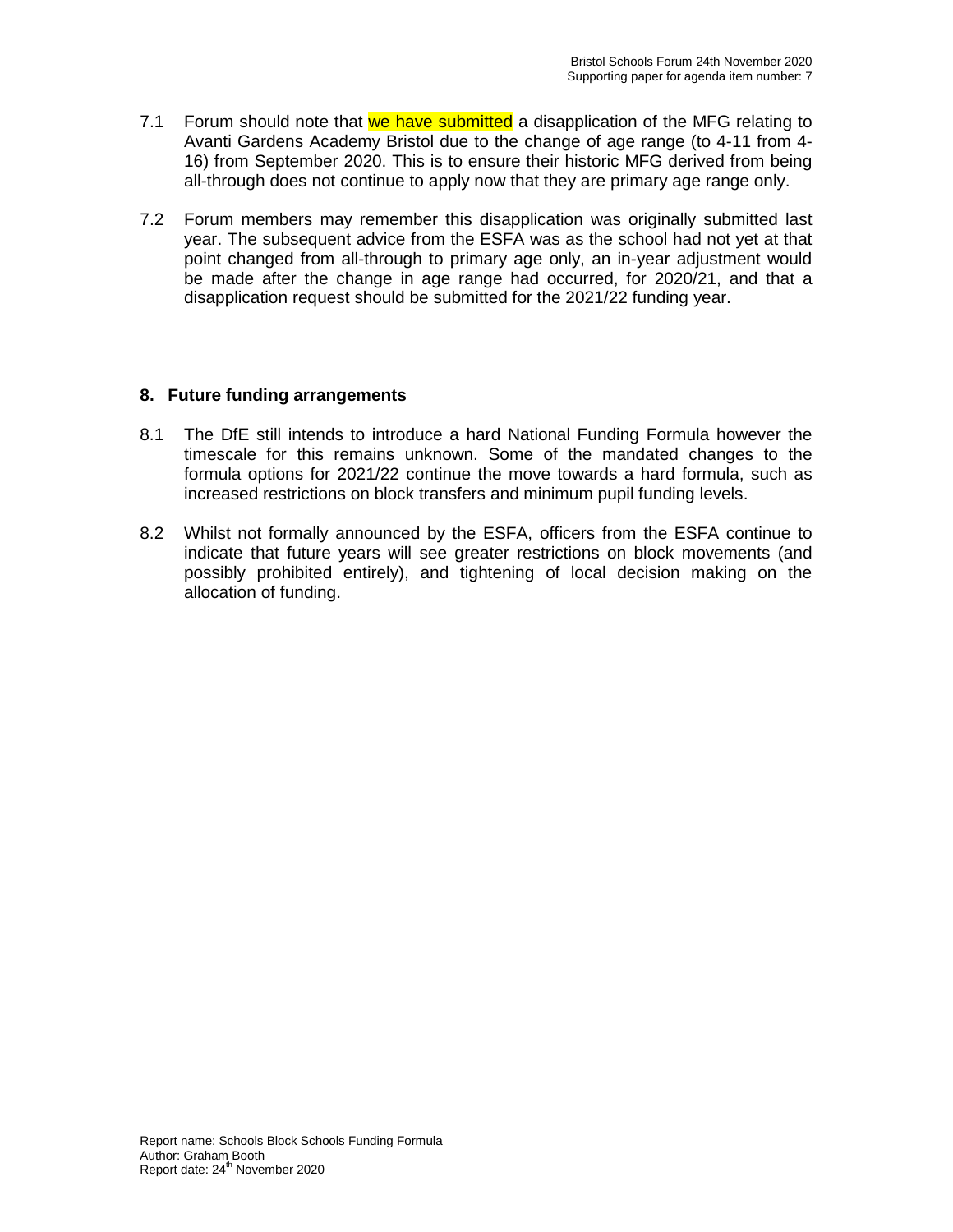7.1 Forum should note that we have submitted a disapplication of the MFG relating to Avanti Gardens Academy Bristol due to the change of age range (to 4-11 from 4-16) from September 2020. This is to ensure their historic MFG derived from being all-through does not continue to apply now that they are primary age range only.

7.2 Forum members may remember this disapplication was originally submitted last year. The subsequent advice from the ESFA was as the school had not yet at that point changed from all-through to primary age only, an in-year adjustment would be made after the change in age range had occurred, for 2020/21, and that a disapplication request should be submitted for the 2021/22 funding year.

## 8. Future funding arrangements

8.1 The DfE still intends to introduce a hard National Funding Formula however the timescale for this remains unknown. Some of the mandated changes to the formula options for 2021/22 continue the move towards a hard formula, such as increased restrictions on block transfers and minimum pupil funding levels.

8.2 Whilst not formally announced by the ESFA, officers from the ESFA continue to indicate that future years will see greater restrictions on block movements (and possibly prohibited entirely), and tightening of local decision making on the allocation of funding.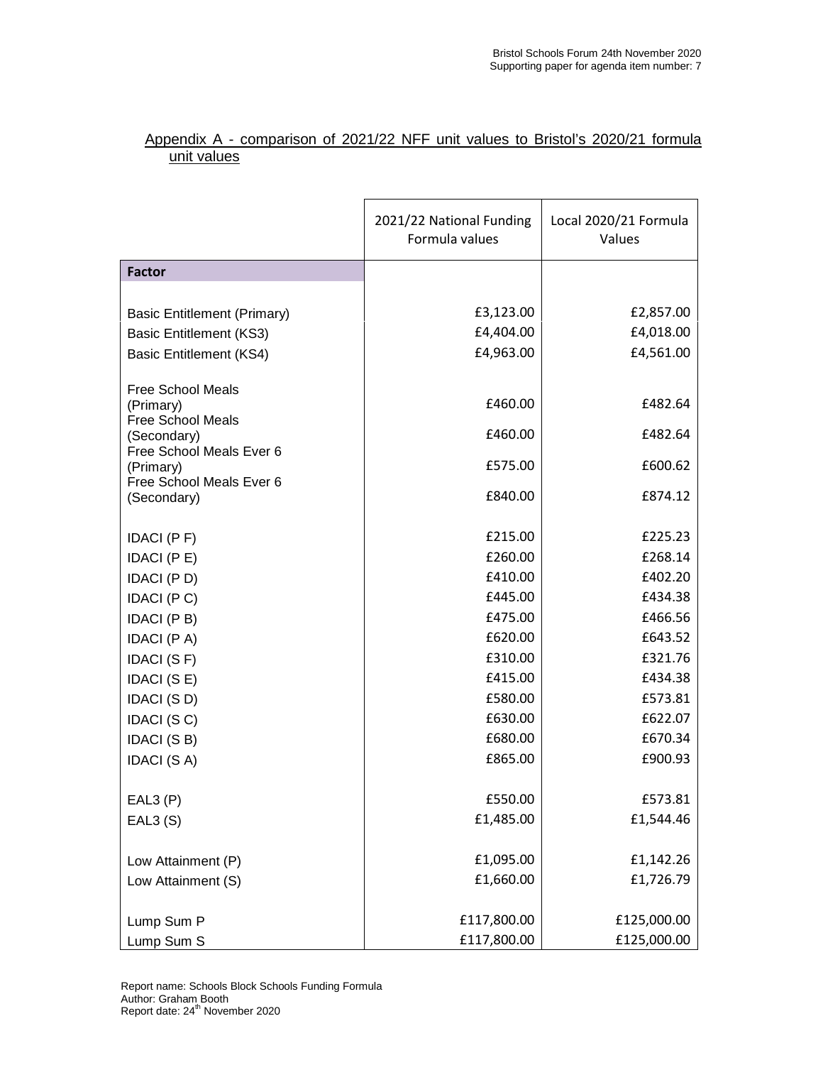## Appendix A - comparison of 2021/22 NFF unit values to Bristol's 2020/21 formula unit values

| Factor | 2021/22 National Funding Formula values | Local 2020/21 Formula Values |
|---|---|---|
| Basic Entitlement (Primary) | £3,123.00 | £2,857.00 |
| Basic Entitlement (KS3) | £4,404.00 | £4,018.00 |
| Basic Entitlement (KS4) | £4,963.00 | £4,561.00 |
| Free School Meals (Primary) | £460.00 | £482.64 |
| Free School Meals (Secondary) | £460.00 | £482.64 |
| Free School Meals Ever 6 (Primary) | £575.00 | £600.62 |
| Free School Meals Ever 6 (Secondary) | £840.00 | £874.12 |
| IDACI (P F) | £215.00 | £225.23 |
| IDACI (P E) | £260.00 | £268.14 |
| IDACI (P D) | £410.00 | £402.20 |
| IDACI (P C) | £445.00 | £434.38 |
| IDACI (P B) | £475.00 | £466.56 |
| IDACI (P A) | £620.00 | £643.52 |
| IDACI (S F) | £310.00 | £321.76 |
| IDACI (S E) | £415.00 | £434.38 |
| IDACI (S D) | £580.00 | £573.81 |
| IDACI (S C) | £630.00 | £622.07 |
| IDACI (S B) | £680.00 | £670.34 |
| IDACI (S A) | £865.00 | £900.93 |
| EAL3 (P) | £550.00 | £573.81 |
| EAL3 (S) | £1,485.00 | £1,544.46 |
| Low Attainment (P) | £1,095.00 | £1,142.26 |
| Low Attainment (S) | £1,660.00 | £1,726.79 |
| Lump Sum P | £117,800.00 | £125,000.00 |
| Lump Sum S | £117,800.00 | £125,000.00 |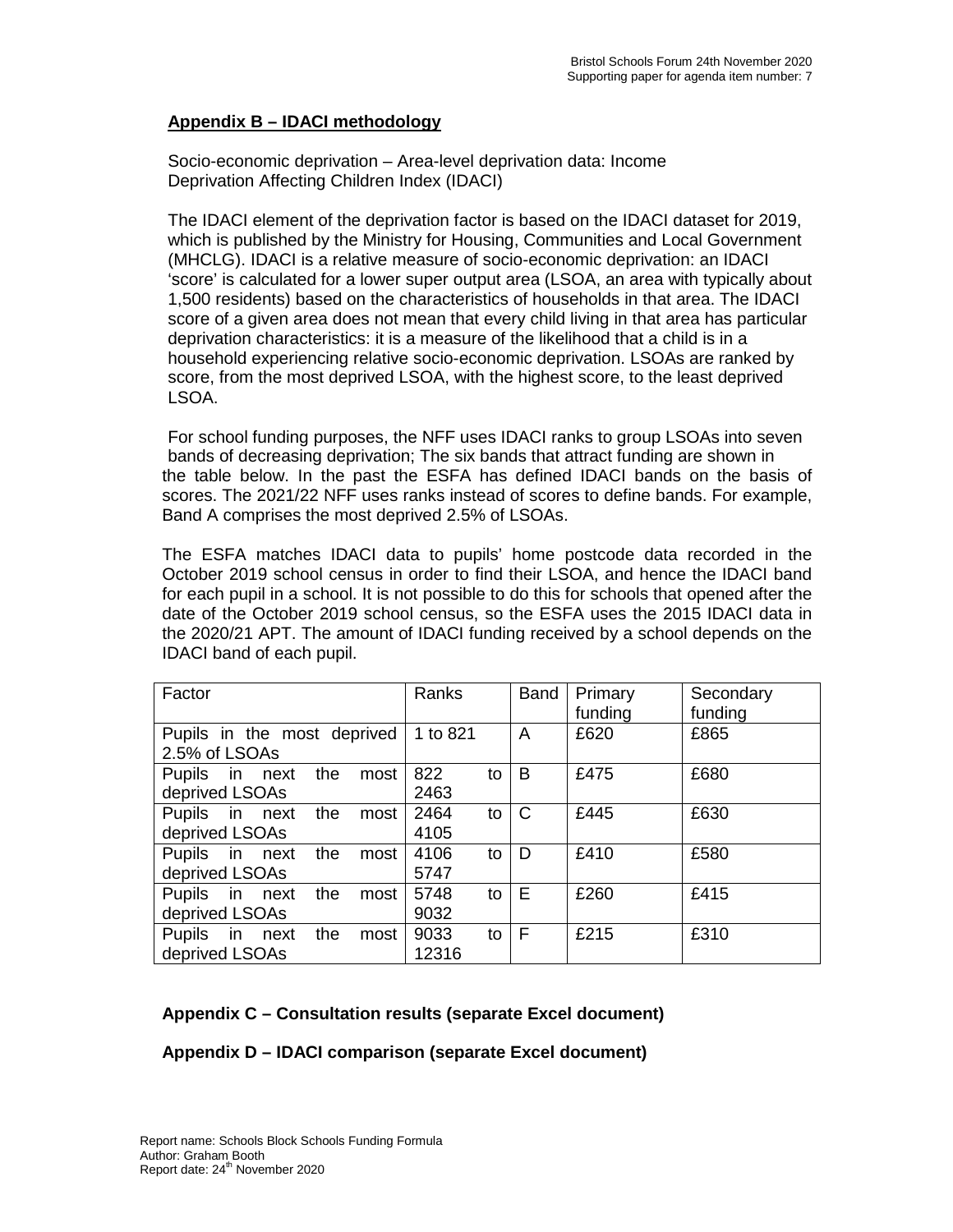## Appendix B – IDACI methodology

Socio-economic deprivation – Area-level deprivation data: Income Deprivation Affecting Children Index (IDACI)

The IDACI element of the deprivation factor is based on the IDACI dataset for 2019, which is published by the Ministry for Housing, Communities and Local Government (MHCLG). IDACI is a relative measure of socio-economic deprivation: an IDACI 'score' is calculated for a lower super output area (LSOA, an area with typically about 1,500 residents) based on the characteristics of households in that area. The IDACI score of a given area does not mean that every child living in that area has particular deprivation characteristics: it is a measure of the likelihood that a child is in a household experiencing relative socio-economic deprivation. LSOAs are ranked by score, from the most deprived LSOA, with the highest score, to the least deprived LSOA.

For school funding purposes, the NFF uses IDACI ranks to group LSOAs into seven bands of decreasing deprivation; The six bands that attract funding are shown in the table below. In the past the ESFA has defined IDACI bands on the basis of scores. The 2021/22 NFF uses ranks instead of scores to define bands. For example, Band A comprises the most deprived 2.5% of LSOAs.

The ESFA matches IDACI data to pupils' home postcode data recorded in the October 2019 school census in order to find their LSOA, and hence the IDACI band for each pupil in a school. It is not possible to do this for schools that opened after the date of the October 2019 school census, so the ESFA uses the 2015 IDACI data in the 2020/21 APT. The amount of IDACI funding received by a school depends on the IDACI band of each pupil.

| Factor | Ranks | Band | Primary funding | Secondary funding |
|---|---|---|---|---|
| Pupils in the most deprived 2.5% of LSOAs | 1 to 821 | A | £620 | £865 |
| Pupils in next the most deprived LSOAs | 822 to 2463 | B | £475 | £680 |
| Pupils in next the most deprived LSOAs | 2464 to 4105 | C | £445 | £630 |
| Pupils in next the most deprived LSOAs | 4106 to 5747 | D | £410 | £580 |
| Pupils in next the most deprived LSOAs | 5748 to 9032 | E | £260 | £415 |
| Pupils in next the most deprived LSOAs | 9033 to 12316 | F | £215 | £310 |

**Appendix C – Consultation results (separate Excel document)**

**Appendix D – IDACI comparison (separate Excel document)**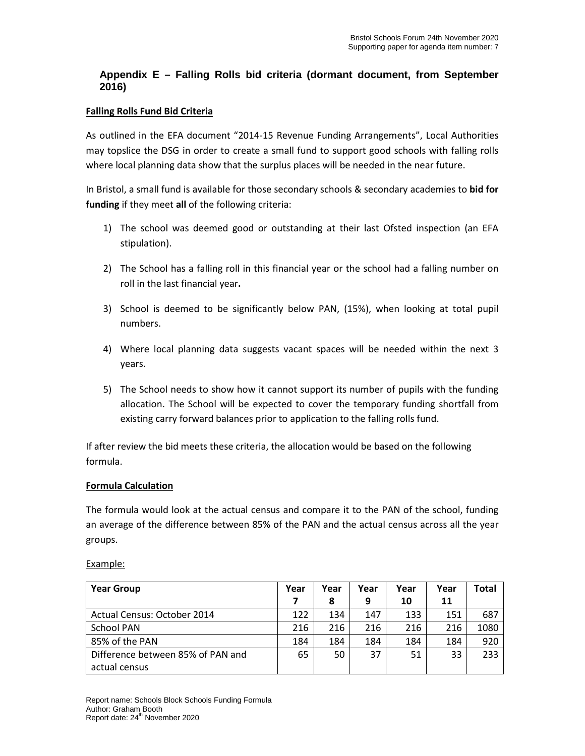## Appendix E – Falling Rolls bid criteria (dormant document, from September 2016)

**Falling Rolls Fund Bid Criteria**

As outlined in the EFA document "2014-15 Revenue Funding Arrangements", Local Authorities may topslice the DSG in order to create a small fund to support good schools with falling rolls where local planning data show that the surplus places will be needed in the near future.

In Bristol, a small fund is available for those secondary schools & secondary academies to **bid for funding** if they meet **all** of the following criteria:

1) The school was deemed good or outstanding at their last Ofsted inspection (an EFA stipulation).

2) The School has a falling roll in this financial year or the school had a falling number on roll in the last financial year**.**

3) School is deemed to be significantly below PAN, (15%), when looking at total pupil numbers.

4) Where local planning data suggests vacant spaces will be needed within the next 3 years.

5) The School needs to show how it cannot support its number of pupils with the funding allocation. The School will be expected to cover the temporary funding shortfall from existing carry forward balances prior to application to the falling rolls fund.

If after review the bid meets these criteria, the allocation would be based on the following formula.

**Formula Calculation**

The formula would look at the actual census and compare it to the PAN of the school, funding an average of the difference between 85% of the PAN and the actual census across all the year groups.

Example:

| Year Group | Year 7 | Year 8 | Year 9 | Year 10 | Year 11 | Total |
|---|---|---|---|---|---|---|
| Actual Census: October 2014 | 122 | 134 | 147 | 133 | 151 | 687 |
| School PAN | 216 | 216 | 216 | 216 | 216 | 1080 |
| 85% of the PAN | 184 | 184 | 184 | 184 | 184 | 920 |
| Difference between 85% of PAN and actual census | 65 | 50 | 37 | 51 | 33 | 233 |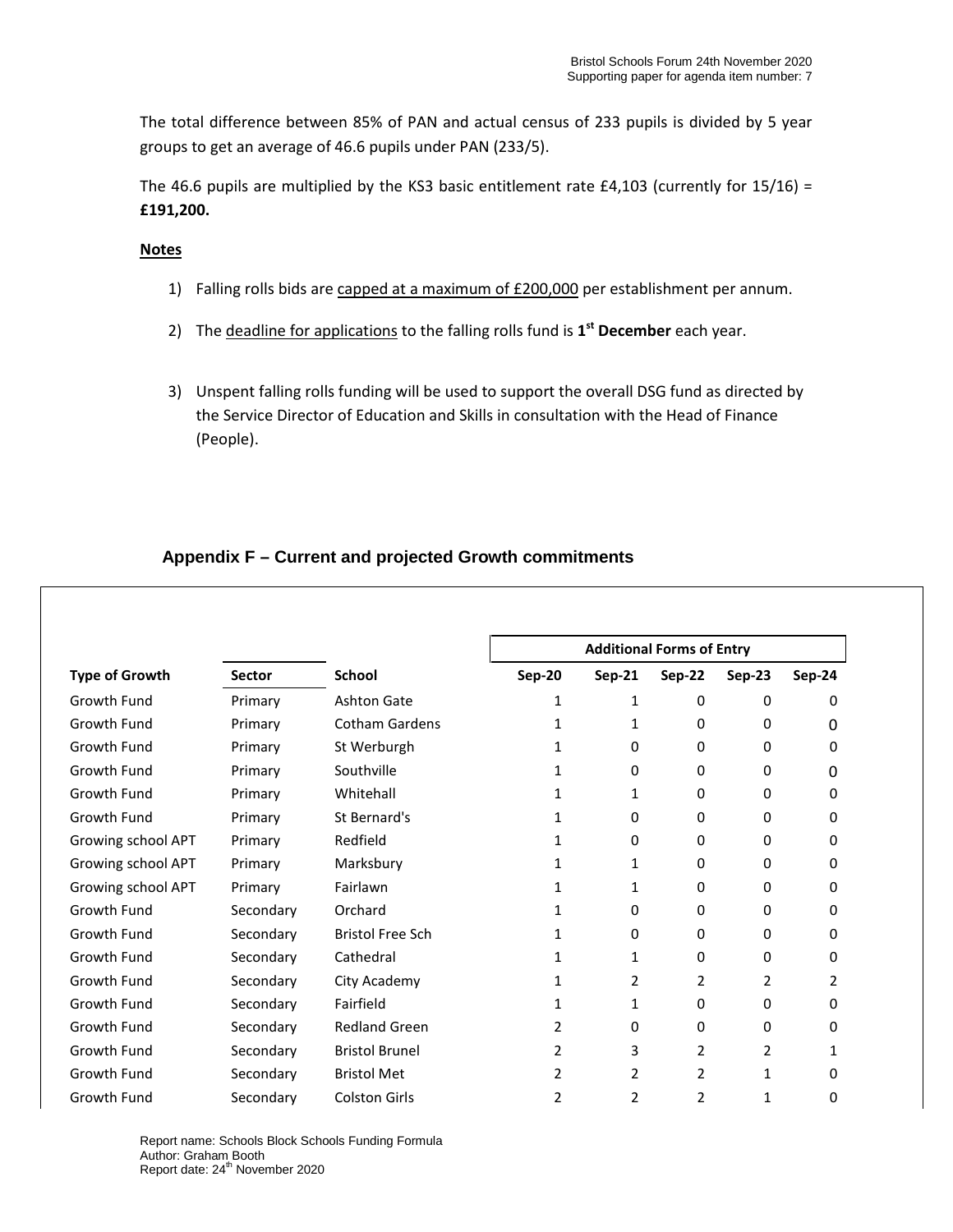The total difference between 85% of PAN and actual census of 233 pupils is divided by 5 year groups to get an average of 46.6 pupils under PAN (233/5).

The 46.6 pupils are multiplied by the KS3 basic entitlement rate £4,103 (currently for 15/16) = **£191,200.**

**Notes**

1) Falling rolls bids are capped at a maximum of £200,000 per establishment per annum.
2) The deadline for applications to the falling rolls fund is **1st December** each year.
3) Unspent falling rolls funding will be used to support the overall DSG fund as directed by the Service Director of Education and Skills in consultation with the Head of Finance (People).

## Appendix F – Current and projected Growth commitments

| | | | Additional Forms of Entry | | | | |
|---|---|---|---|---|---|---|---|
| **Type of Growth** | **Sector** | **School** | **Sep-20** | **Sep-21** | **Sep-22** | **Sep-23** | **Sep-24** |
| Growth Fund | Primary | Ashton Gate | 1 | 1 | 0 | 0 | 0 |
| Growth Fund | Primary | Cotham Gardens | 1 | 1 | 0 | 0 | 0 |
| Growth Fund | Primary | St Werburgh | 1 | 0 | 0 | 0 | 0 |
| Growth Fund | Primary | Southville | 1 | 0 | 0 | 0 | 0 |
| Growth Fund | Primary | Whitehall | 1 | 1 | 0 | 0 | 0 |
| Growth Fund | Primary | St Bernard's | 1 | 0 | 0 | 0 | 0 |
| Growing school APT | Primary | Redfield | 1 | 0 | 0 | 0 | 0 |
| Growing school APT | Primary | Marksbury | 1 | 1 | 0 | 0 | 0 |
| Growing school APT | Primary | Fairlawn | 1 | 1 | 0 | 0 | 0 |
| Growth Fund | Secondary | Orchard | 1 | 0 | 0 | 0 | 0 |
| Growth Fund | Secondary | Bristol Free Sch | 1 | 0 | 0 | 0 | 0 |
| Growth Fund | Secondary | Cathedral | 1 | 1 | 0 | 0 | 0 |
| Growth Fund | Secondary | City Academy | 1 | 2 | 2 | 2 | 2 |
| Growth Fund | Secondary | Fairfield | 1 | 1 | 0 | 0 | 0 |
| Growth Fund | Secondary | Redland Green | 2 | 0 | 0 | 0 | 0 |
| Growth Fund | Secondary | Bristol Brunel | 2 | 3 | 2 | 2 | 1 |
| Growth Fund | Secondary | Bristol Met | 2 | 2 | 2 | 1 | 0 |
| Growth Fund | Secondary | Colston Girls | 2 | 2 | 2 | 1 | 0 |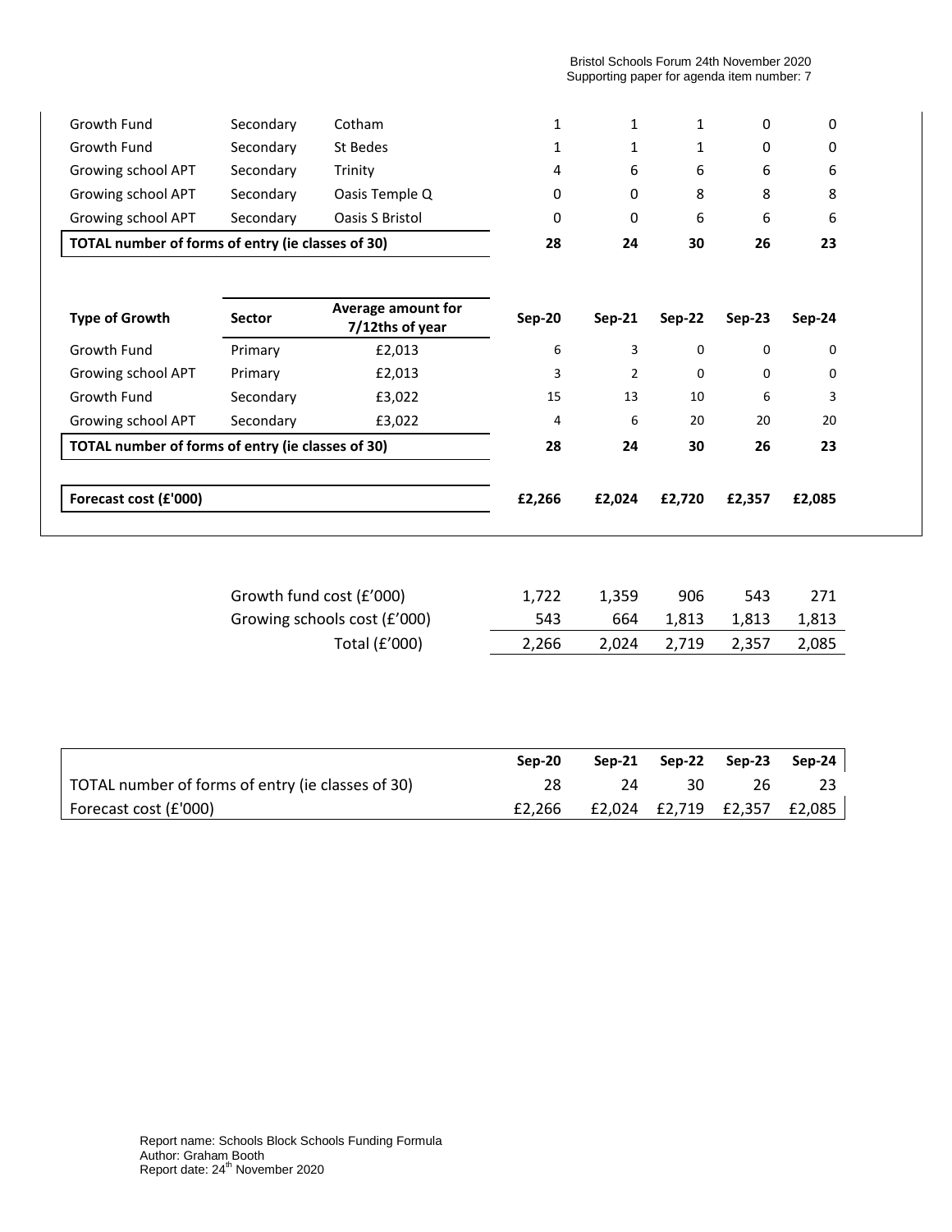| | | | Sep-20 | Sep-21 | Sep-22 | Sep-23 | Sep-24 |
|---|---|---|---|---|---|---|---|
| Growth Fund | Secondary | Cotham | 1 | 1 | 1 | 0 | 0 |
| Growth Fund | Secondary | St Bedes | 1 | 1 | 1 | 0 | 0 |
| Growing school APT | Secondary | Trinity | 4 | 6 | 6 | 6 | 6 |
| Growing school APT | Secondary | Oasis Temple Q | 0 | 0 | 8 | 8 | 8 |
| Growing school APT | Secondary | Oasis S Bristol | 0 | 0 | 6 | 6 | 6 |
| **TOTAL number of forms of entry (ie classes of 30)** | | | **28** | **24** | **30** | **26** | **23** |

| **Type of Growth** | **Sector** | **Average amount for 7/12ths of year** | **Sep-20** | **Sep-21** | **Sep-22** | **Sep-23** | **Sep-24** |
|---|---|---|---|---|---|---|---|
| Growth Fund | Primary | £2,013 | 6 | 3 | 0 | 0 | 0 |
| Growing school APT | Primary | £2,013 | 3 | 2 | 0 | 0 | 0 |
| Growth Fund | Secondary | £3,022 | 15 | 13 | 10 | 6 | 3 |
| Growing school APT | Secondary | £3,022 | 4 | 6 | 20 | 20 | 20 |
| **TOTAL number of forms of entry (ie classes of 30)** | | | **28** | **24** | **30** | **26** | **23** |
| | | | | | | | |
| **Forecast cost (£'000)** | | | **£2,266** | **£2,024** | **£2,720** | **£2,357** | **£2,085** |

| | | | | | |
|---|---|---|---|---|---|
| Growth fund cost (£'000) | 1,722 | 1,359 | 906 | 543 | 271 |
| Growing schools cost (£'000) | 543 | 664 | 1,813 | 1,813 | 1,813 |
| Total (£'000) | 2,266 | 2,024 | 2,719 | 2,357 | 2,085 |

| | Sep-20 | Sep-21 | Sep-22 | Sep-23 | Sep-24 |
|---|---|---|---|---|---|
| TOTAL number of forms of entry (ie classes of 30) | 28 | 24 | 30 | 26 | 23 |
| Forecast cost (£'000) | £2,266 | £2,024 | £2,719 | £2,357 | £2,085 |